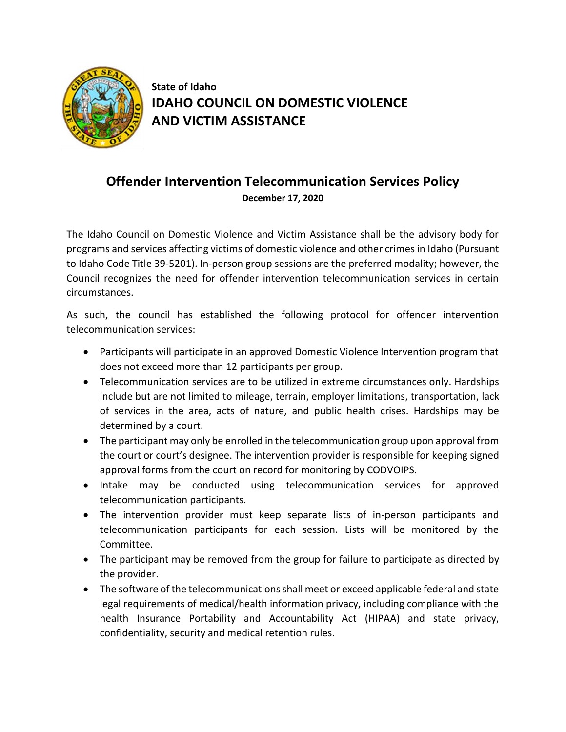State of Idaho

# IDAHO COUNCIL ON DOMESTIC VIOLENCE AND VICTIM ASSISTANCE

## Offender Intervention Telecommunication Services Policy

**December 17, 2020**

The Idaho Council on Domestic Violence and Victim Assistance shall be the advisory body for programs and services affecting victims of domestic violence and other crimes in Idaho (Pursuant to Idaho Code Title 39-5201). In-person group sessions are the preferred modality; however, the Council recognizes the need for offender intervention telecommunication services in certain circumstances.

As such, the council has established the following protocol for offender intervention telecommunication services:

- Participants will participate in an approved Domestic Violence Intervention program that does not exceed more than 12 participants per group.
- Telecommunication services are to be utilized in extreme circumstances only. Hardships include but are not limited to mileage, terrain, employer limitations, transportation, lack of services in the area, acts of nature, and public health crises. Hardships may be determined by a court.
- The participant may only be enrolled in the telecommunication group upon approval from the court or court's designee. The intervention provider is responsible for keeping signed approval forms from the court on record for monitoring by CODVOIPS.
- Intake may be conducted using telecommunication services for approved telecommunication participants.
- The intervention provider must keep separate lists of in-person participants and telecommunication participants for each session. Lists will be monitored by the Committee.
- The participant may be removed from the group for failure to participate as directed by the provider.
- The software of the telecommunications shall meet or exceed applicable federal and state legal requirements of medical/health information privacy, including compliance with the health Insurance Portability and Accountability Act (HIPAA) and state privacy, confidentiality, security and medical retention rules.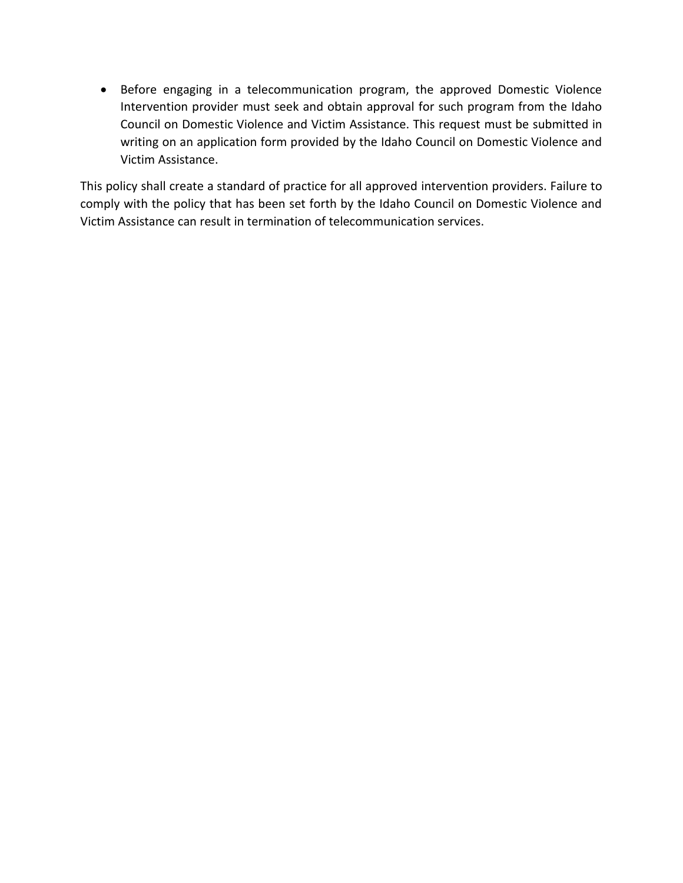- Before engaging in a telecommunication program, the approved Domestic Violence Intervention provider must seek and obtain approval for such program from the Idaho Council on Domestic Violence and Victim Assistance. This request must be submitted in writing on an application form provided by the Idaho Council on Domestic Violence and Victim Assistance.

This policy shall create a standard of practice for all approved intervention providers. Failure to comply with the policy that has been set forth by the Idaho Council on Domestic Violence and Victim Assistance can result in termination of telecommunication services.